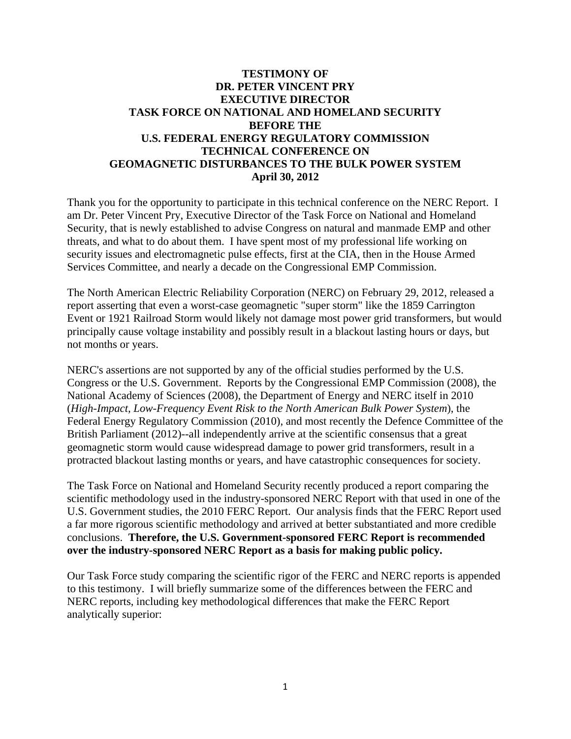# TESTIMONY OF
# DR. PETER VINCENT PRY
# EXECUTIVE DIRECTOR
# TASK FORCE ON NATIONAL AND HOMELAND SECURITY
# BEFORE THE
# U.S. FEDERAL ENERGY REGULATORY COMMISSION
# TECHNICAL CONFERENCE ON
# GEOMAGNETIC DISTURBANCES TO THE BULK POWER SYSTEM
# April 30, 2012

Thank you for the opportunity to participate in this technical conference on the NERC Report. I am Dr. Peter Vincent Pry, Executive Director of the Task Force on National and Homeland Security, that is newly established to advise Congress on natural and manmade EMP and other threats, and what to do about them. I have spent most of my professional life working on security issues and electromagnetic pulse effects, first at the CIA, then in the House Armed Services Committee, and nearly a decade on the Congressional EMP Commission.

The North American Electric Reliability Corporation (NERC) on February 29, 2012, released a report asserting that even a worst-case geomagnetic "super storm" like the 1859 Carrington Event or 1921 Railroad Storm would likely not damage most power grid transformers, but would principally cause voltage instability and possibly result in a blackout lasting hours or days, but not months or years.

NERC's assertions are not supported by any of the official studies performed by the U.S. Congress or the U.S. Government. Reports by the Congressional EMP Commission (2008), the National Academy of Sciences (2008), the Department of Energy and NERC itself in 2010 (*High-Impact, Low-Frequency Event Risk to the North American Bulk Power System*), the Federal Energy Regulatory Commission (2010), and most recently the Defence Committee of the British Parliament (2012)--all independently arrive at the scientific consensus that a great geomagnetic storm would cause widespread damage to power grid transformers, result in a protracted blackout lasting months or years, and have catastrophic consequences for society.

The Task Force on National and Homeland Security recently produced a report comparing the scientific methodology used in the industry-sponsored NERC Report with that used in one of the U.S. Government studies, the 2010 FERC Report. Our analysis finds that the FERC Report used a far more rigorous scientific methodology and arrived at better substantiated and more credible conclusions. **Therefore, the U.S. Government-sponsored FERC Report is recommended over the industry-sponsored NERC Report as a basis for making public policy.**

Our Task Force study comparing the scientific rigor of the FERC and NERC reports is appended to this testimony. I will briefly summarize some of the differences between the FERC and NERC reports, including key methodological differences that make the FERC Report analytically superior: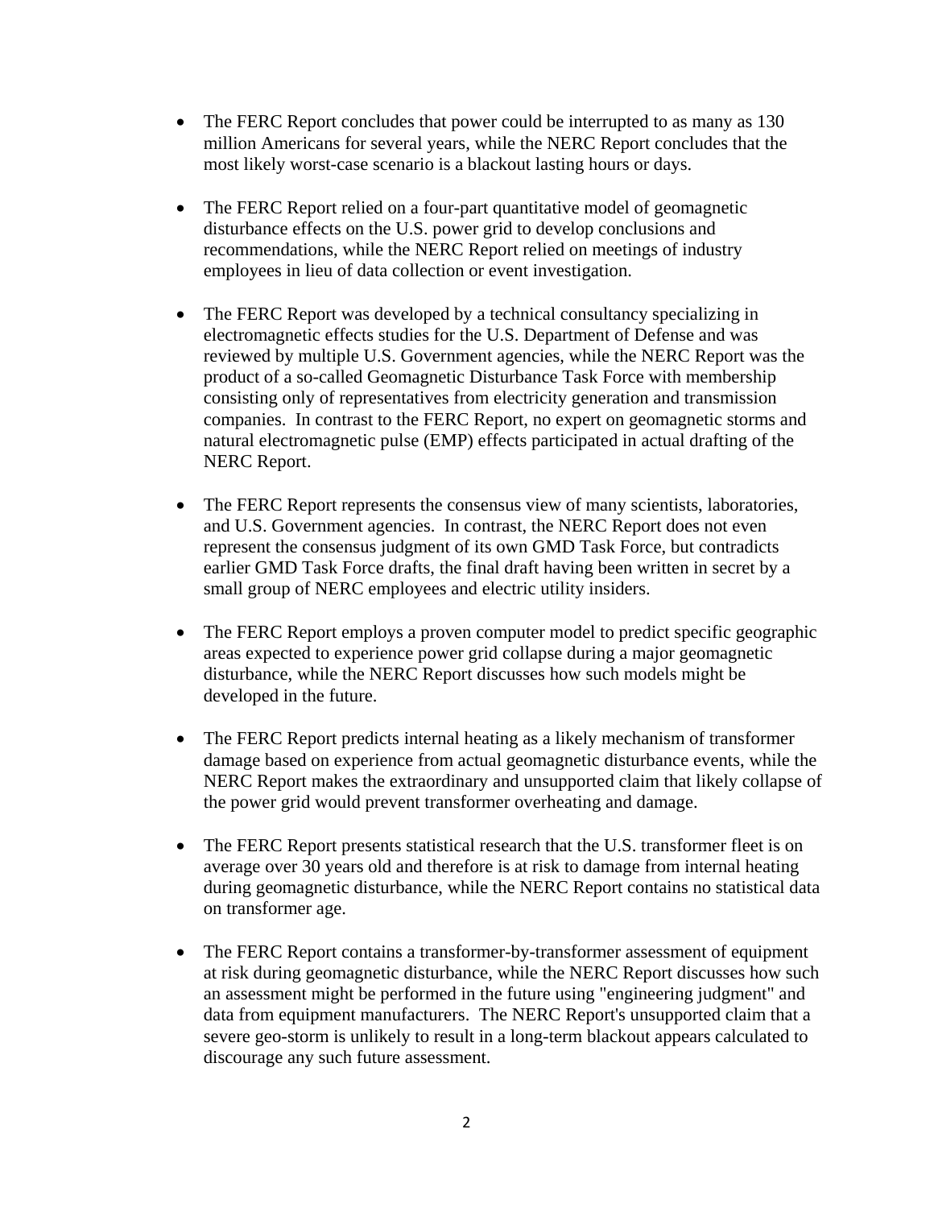- The FERC Report concludes that power could be interrupted to as many as 130 million Americans for several years, while the NERC Report concludes that the most likely worst-case scenario is a blackout lasting hours or days.

- The FERC Report relied on a four-part quantitative model of geomagnetic disturbance effects on the U.S. power grid to develop conclusions and recommendations, while the NERC Report relied on meetings of industry employees in lieu of data collection or event investigation.

- The FERC Report was developed by a technical consultancy specializing in electromagnetic effects studies for the U.S. Department of Defense and was reviewed by multiple U.S. Government agencies, while the NERC Report was the product of a so-called Geomagnetic Disturbance Task Force with membership consisting only of representatives from electricity generation and transmission companies. In contrast to the FERC Report, no expert on geomagnetic storms and natural electromagnetic pulse (EMP) effects participated in actual drafting of the NERC Report.

- The FERC Report represents the consensus view of many scientists, laboratories, and U.S. Government agencies. In contrast, the NERC Report does not even represent the consensus judgment of its own GMD Task Force, but contradicts earlier GMD Task Force drafts, the final draft having been written in secret by a small group of NERC employees and electric utility insiders.

- The FERC Report employs a proven computer model to predict specific geographic areas expected to experience power grid collapse during a major geomagnetic disturbance, while the NERC Report discusses how such models might be developed in the future.

- The FERC Report predicts internal heating as a likely mechanism of transformer damage based on experience from actual geomagnetic disturbance events, while the NERC Report makes the extraordinary and unsupported claim that likely collapse of the power grid would prevent transformer overheating and damage.

- The FERC Report presents statistical research that the U.S. transformer fleet is on average over 30 years old and therefore is at risk to damage from internal heating during geomagnetic disturbance, while the NERC Report contains no statistical data on transformer age.

- The FERC Report contains a transformer-by-transformer assessment of equipment at risk during geomagnetic disturbance, while the NERC Report discusses how such an assessment might be performed in the future using "engineering judgment" and data from equipment manufacturers. The NERC Report's unsupported claim that a severe geo-storm is unlikely to result in a long-term blackout appears calculated to discourage any such future assessment.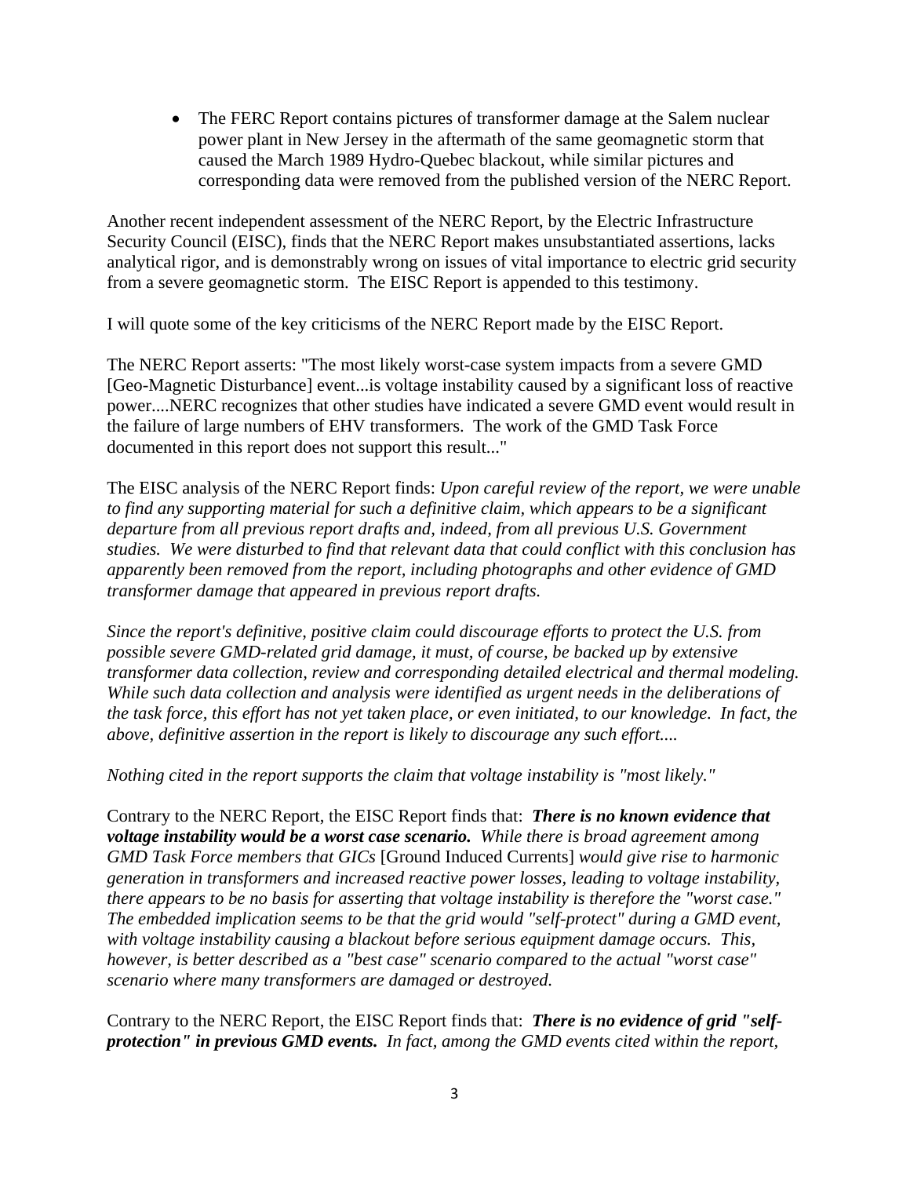- The FERC Report contains pictures of transformer damage at the Salem nuclear power plant in New Jersey in the aftermath of the same geomagnetic storm that caused the March 1989 Hydro-Quebec blackout, while similar pictures and corresponding data were removed from the published version of the NERC Report.

Another recent independent assessment of the NERC Report, by the Electric Infrastructure Security Council (EISC), finds that the NERC Report makes unsubstantiated assertions, lacks analytical rigor, and is demonstrably wrong on issues of vital importance to electric grid security from a severe geomagnetic storm. The EISC Report is appended to this testimony.

I will quote some of the key criticisms of the NERC Report made by the EISC Report.

The NERC Report asserts: "The most likely worst-case system impacts from a severe GMD [Geo-Magnetic Disturbance] event...is voltage instability caused by a significant loss of reactive power....NERC recognizes that other studies have indicated a severe GMD event would result in the failure of large numbers of EHV transformers. The work of the GMD Task Force documented in this report does not support this result..."

The EISC analysis of the NERC Report finds: *Upon careful review of the report, we were unable to find any supporting material for such a definitive claim, which appears to be a significant departure from all previous report drafts and, indeed, from all previous U.S. Government studies. We were disturbed to find that relevant data that could conflict with this conclusion has apparently been removed from the report, including photographs and other evidence of GMD transformer damage that appeared in previous report drafts.*

*Since the report's definitive, positive claim could discourage efforts to protect the U.S. from possible severe GMD-related grid damage, it must, of course, be backed up by extensive transformer data collection, review and corresponding detailed electrical and thermal modeling. While such data collection and analysis were identified as urgent needs in the deliberations of the task force, this effort has not yet taken place, or even initiated, to our knowledge. In fact, the above, definitive assertion in the report is likely to discourage any such effort....*

*Nothing cited in the report supports the claim that voltage instability is "most likely."*

Contrary to the NERC Report, the EISC Report finds that: ***There is no known evidence that voltage instability would be a worst case scenario.*** *While there is broad agreement among GMD Task Force members that GICs* [Ground Induced Currents] *would give rise to harmonic generation in transformers and increased reactive power losses, leading to voltage instability, there appears to be no basis for asserting that voltage instability is therefore the "worst case." The embedded implication seems to be that the grid would "self-protect" during a GMD event, with voltage instability causing a blackout before serious equipment damage occurs. This, however, is better described as a "best case" scenario compared to the actual "worst case" scenario where many transformers are damaged or destroyed.*

Contrary to the NERC Report, the EISC Report finds that: ***There is no evidence of grid "self-protection" in previous GMD events.*** *In fact, among the GMD events cited within the report,*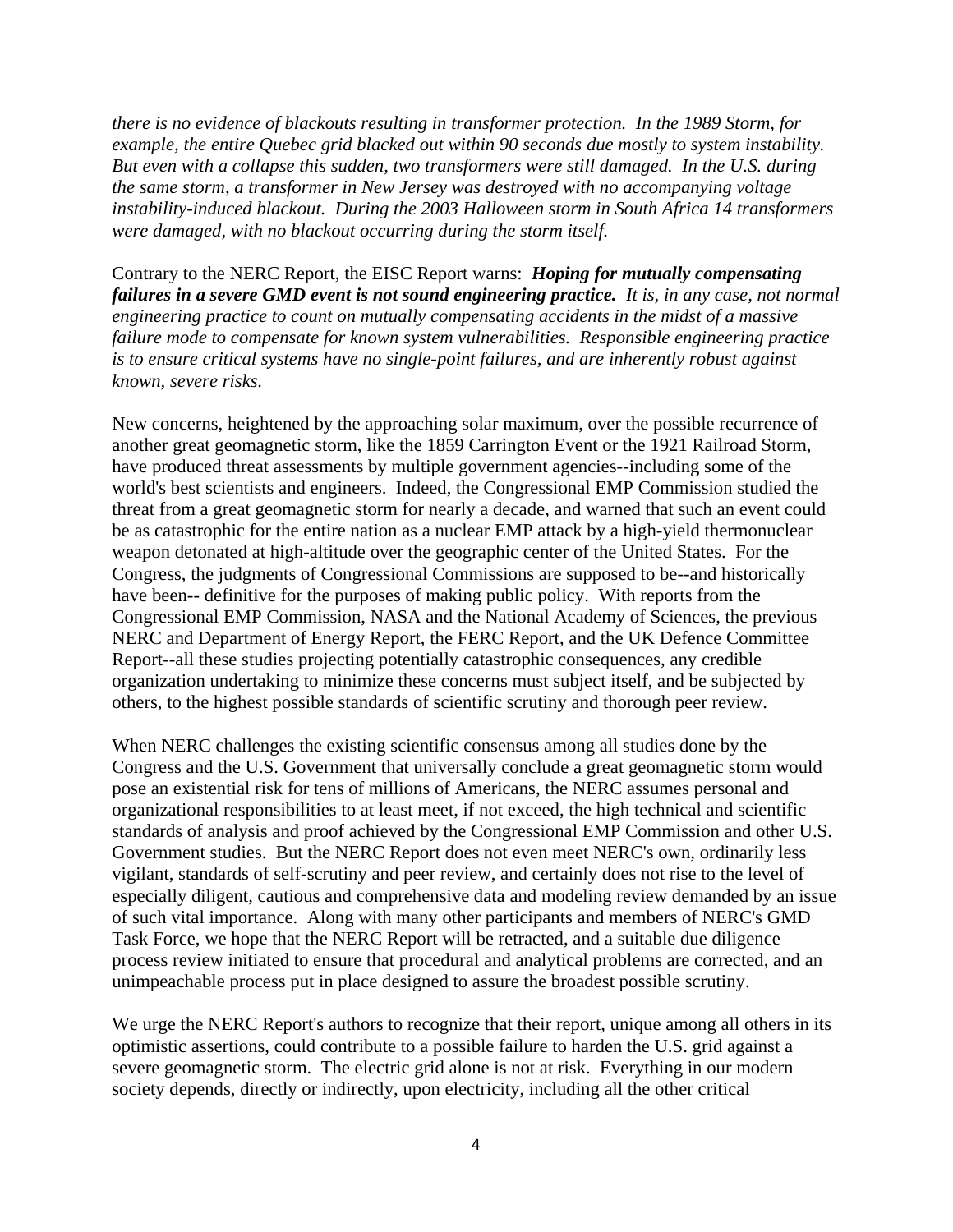*there is no evidence of blackouts resulting in transformer protection. In the 1989 Storm, for example, the entire Quebec grid blacked out within 90 seconds due mostly to system instability. But even with a collapse this sudden, two transformers were still damaged. In the U.S. during the same storm, a transformer in New Jersey was destroyed with no accompanying voltage instability-induced blackout. During the 2003 Halloween storm in South Africa 14 transformers were damaged, with no blackout occurring during the storm itself.*

Contrary to the NERC Report, the EISC Report warns: ***Hoping for mutually compensating failures in a severe GMD event is not sound engineering practice.*** *It is, in any case, not normal engineering practice to count on mutually compensating accidents in the midst of a massive failure mode to compensate for known system vulnerabilities. Responsible engineering practice is to ensure critical systems have no single-point failures, and are inherently robust against known, severe risks.*

New concerns, heightened by the approaching solar maximum, over the possible recurrence of another great geomagnetic storm, like the 1859 Carrington Event or the 1921 Railroad Storm, have produced threat assessments by multiple government agencies--including some of the world's best scientists and engineers. Indeed, the Congressional EMP Commission studied the threat from a great geomagnetic storm for nearly a decade, and warned that such an event could be as catastrophic for the entire nation as a nuclear EMP attack by a high-yield thermonuclear weapon detonated at high-altitude over the geographic center of the United States. For the Congress, the judgments of Congressional Commissions are supposed to be--and historically have been-- definitive for the purposes of making public policy. With reports from the Congressional EMP Commission, NASA and the National Academy of Sciences, the previous NERC and Department of Energy Report, the FERC Report, and the UK Defence Committee Report--all these studies projecting potentially catastrophic consequences, any credible organization undertaking to minimize these concerns must subject itself, and be subjected by others, to the highest possible standards of scientific scrutiny and thorough peer review.

When NERC challenges the existing scientific consensus among all studies done by the Congress and the U.S. Government that universally conclude a great geomagnetic storm would pose an existential risk for tens of millions of Americans, the NERC assumes personal and organizational responsibilities to at least meet, if not exceed, the high technical and scientific standards of analysis and proof achieved by the Congressional EMP Commission and other U.S. Government studies. But the NERC Report does not even meet NERC's own, ordinarily less vigilant, standards of self-scrutiny and peer review, and certainly does not rise to the level of especially diligent, cautious and comprehensive data and modeling review demanded by an issue of such vital importance. Along with many other participants and members of NERC's GMD Task Force, we hope that the NERC Report will be retracted, and a suitable due diligence process review initiated to ensure that procedural and analytical problems are corrected, and an unimpeachable process put in place designed to assure the broadest possible scrutiny.

We urge the NERC Report's authors to recognize that their report, unique among all others in its optimistic assertions, could contribute to a possible failure to harden the U.S. grid against a severe geomagnetic storm. The electric grid alone is not at risk. Everything in our modern society depends, directly or indirectly, upon electricity, including all the other critical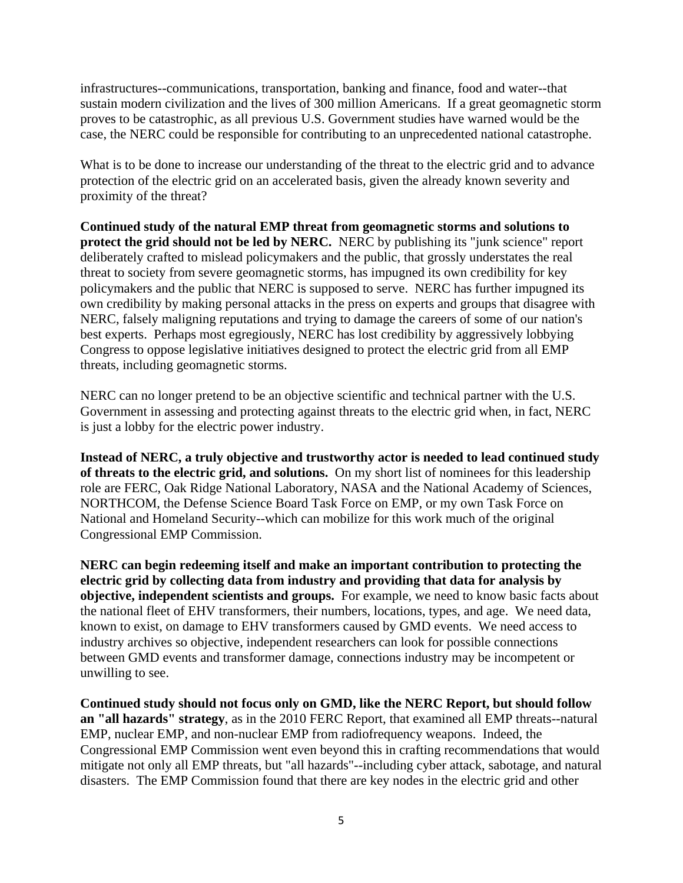infrastructures--communications, transportation, banking and finance, food and water--that sustain modern civilization and the lives of 300 million Americans. If a great geomagnetic storm proves to be catastrophic, as all previous U.S. Government studies have warned would be the case, the NERC could be responsible for contributing to an unprecedented national catastrophe.

What is to be done to increase our understanding of the threat to the electric grid and to advance protection of the electric grid on an accelerated basis, given the already known severity and proximity of the threat?

**Continued study of the natural EMP threat from geomagnetic storms and solutions to protect the grid should not be led by NERC.** NERC by publishing its "junk science" report deliberately crafted to mislead policymakers and the public, that grossly understates the real threat to society from severe geomagnetic storms, has impugned its own credibility for key policymakers and the public that NERC is supposed to serve. NERC has further impugned its own credibility by making personal attacks in the press on experts and groups that disagree with NERC, falsely maligning reputations and trying to damage the careers of some of our nation's best experts. Perhaps most egregiously, NERC has lost credibility by aggressively lobbying Congress to oppose legislative initiatives designed to protect the electric grid from all EMP threats, including geomagnetic storms.

NERC can no longer pretend to be an objective scientific and technical partner with the U.S. Government in assessing and protecting against threats to the electric grid when, in fact, NERC is just a lobby for the electric power industry.

**Instead of NERC, a truly objective and trustworthy actor is needed to lead continued study of threats to the electric grid, and solutions.** On my short list of nominees for this leadership role are FERC, Oak Ridge National Laboratory, NASA and the National Academy of Sciences, NORTHCOM, the Defense Science Board Task Force on EMP, or my own Task Force on National and Homeland Security--which can mobilize for this work much of the original Congressional EMP Commission.

**NERC can begin redeeming itself and make an important contribution to protecting the electric grid by collecting data from industry and providing that data for analysis by objective, independent scientists and groups.** For example, we need to know basic facts about the national fleet of EHV transformers, their numbers, locations, types, and age. We need data, known to exist, on damage to EHV transformers caused by GMD events. We need access to industry archives so objective, independent researchers can look for possible connections between GMD events and transformer damage, connections industry may be incompetent or unwilling to see.

**Continued study should not focus only on GMD, like the NERC Report, but should follow an "all hazards" strategy**, as in the 2010 FERC Report, that examined all EMP threats--natural EMP, nuclear EMP, and non-nuclear EMP from radiofrequency weapons. Indeed, the Congressional EMP Commission went even beyond this in crafting recommendations that would mitigate not only all EMP threats, but "all hazards"--including cyber attack, sabotage, and natural disasters. The EMP Commission found that there are key nodes in the electric grid and other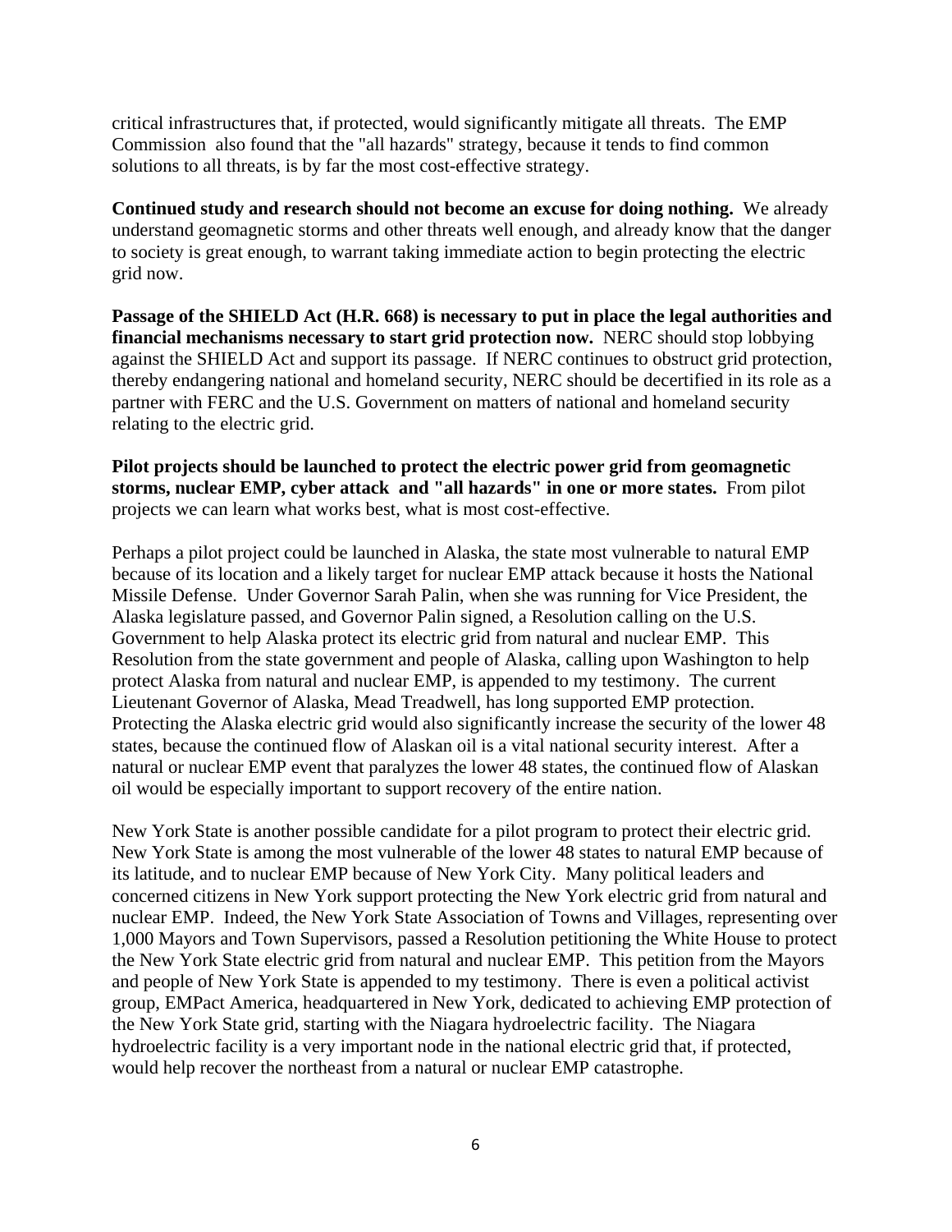critical infrastructures that, if protected, would significantly mitigate all threats. The EMP Commission also found that the "all hazards" strategy, because it tends to find common solutions to all threats, is by far the most cost-effective strategy.

**Continued study and research should not become an excuse for doing nothing.** We already understand geomagnetic storms and other threats well enough, and already know that the danger to society is great enough, to warrant taking immediate action to begin protecting the electric grid now.

**Passage of the SHIELD Act (H.R. 668) is necessary to put in place the legal authorities and financial mechanisms necessary to start grid protection now.** NERC should stop lobbying against the SHIELD Act and support its passage. If NERC continues to obstruct grid protection, thereby endangering national and homeland security, NERC should be decertified in its role as a partner with FERC and the U.S. Government on matters of national and homeland security relating to the electric grid.

**Pilot projects should be launched to protect the electric power grid from geomagnetic storms, nuclear EMP, cyber attack and "all hazards" in one or more states.** From pilot projects we can learn what works best, what is most cost-effective.

Perhaps a pilot project could be launched in Alaska, the state most vulnerable to natural EMP because of its location and a likely target for nuclear EMP attack because it hosts the National Missile Defense. Under Governor Sarah Palin, when she was running for Vice President, the Alaska legislature passed, and Governor Palin signed, a Resolution calling on the U.S. Government to help Alaska protect its electric grid from natural and nuclear EMP. This Resolution from the state government and people of Alaska, calling upon Washington to help protect Alaska from natural and nuclear EMP, is appended to my testimony. The current Lieutenant Governor of Alaska, Mead Treadwell, has long supported EMP protection. Protecting the Alaska electric grid would also significantly increase the security of the lower 48 states, because the continued flow of Alaskan oil is a vital national security interest. After a natural or nuclear EMP event that paralyzes the lower 48 states, the continued flow of Alaskan oil would be especially important to support recovery of the entire nation.

New York State is another possible candidate for a pilot program to protect their electric grid. New York State is among the most vulnerable of the lower 48 states to natural EMP because of its latitude, and to nuclear EMP because of New York City. Many political leaders and concerned citizens in New York support protecting the New York electric grid from natural and nuclear EMP. Indeed, the New York State Association of Towns and Villages, representing over 1,000 Mayors and Town Supervisors, passed a Resolution petitioning the White House to protect the New York State electric grid from natural and nuclear EMP. This petition from the Mayors and people of New York State is appended to my testimony. There is even a political activist group, EMPact America, headquartered in New York, dedicated to achieving EMP protection of the New York State grid, starting with the Niagara hydroelectric facility. The Niagara hydroelectric facility is a very important node in the national electric grid that, if protected, would help recover the northeast from a natural or nuclear EMP catastrophe.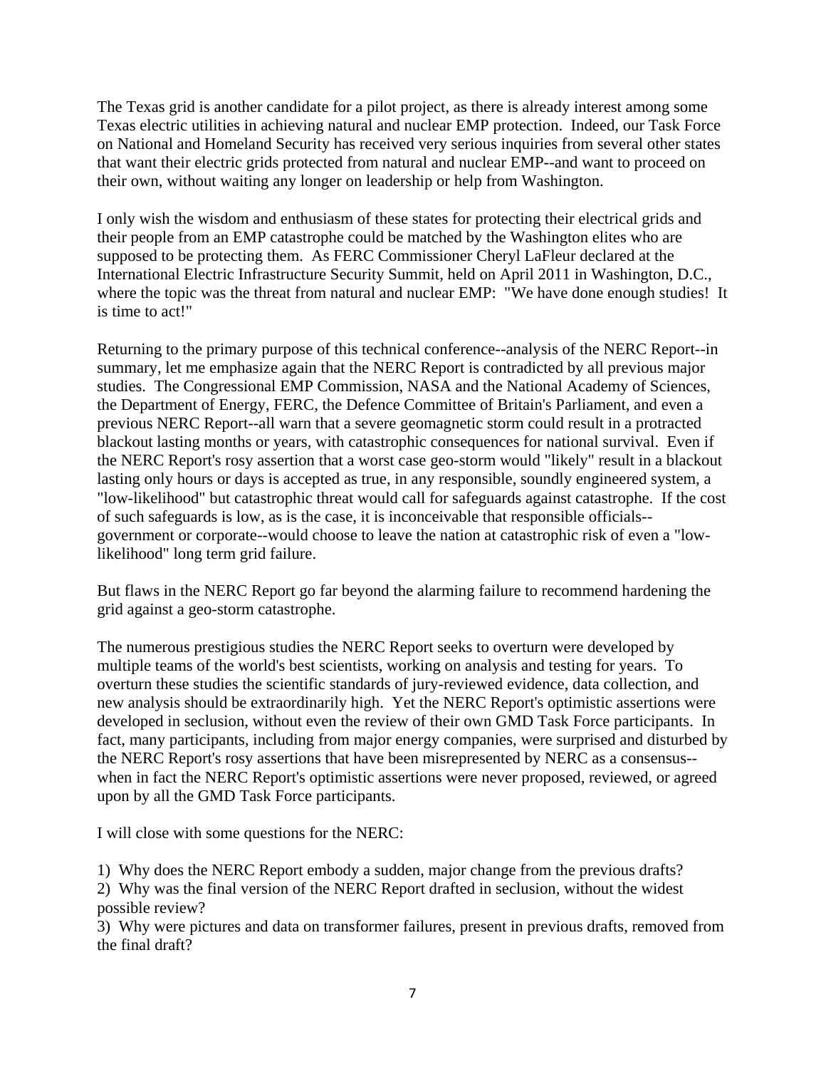The Texas grid is another candidate for a pilot project, as there is already interest among some Texas electric utilities in achieving natural and nuclear EMP protection. Indeed, our Task Force on National and Homeland Security has received very serious inquiries from several other states that want their electric grids protected from natural and nuclear EMP--and want to proceed on their own, without waiting any longer on leadership or help from Washington.

I only wish the wisdom and enthusiasm of these states for protecting their electrical grids and their people from an EMP catastrophe could be matched by the Washington elites who are supposed to be protecting them. As FERC Commissioner Cheryl LaFleur declared at the International Electric Infrastructure Security Summit, held on April 2011 in Washington, D.C., where the topic was the threat from natural and nuclear EMP: "We have done enough studies! It is time to act!"

Returning to the primary purpose of this technical conference--analysis of the NERC Report--in summary, let me emphasize again that the NERC Report is contradicted by all previous major studies. The Congressional EMP Commission, NASA and the National Academy of Sciences, the Department of Energy, FERC, the Defence Committee of Britain's Parliament, and even a previous NERC Report--all warn that a severe geomagnetic storm could result in a protracted blackout lasting months or years, with catastrophic consequences for national survival. Even if the NERC Report's rosy assertion that a worst case geo-storm would "likely" result in a blackout lasting only hours or days is accepted as true, in any responsible, soundly engineered system, a "low-likelihood" but catastrophic threat would call for safeguards against catastrophe. If the cost of such safeguards is low, as is the case, it is inconceivable that responsible officials--government or corporate--would choose to leave the nation at catastrophic risk of even a "low-likelihood" long term grid failure.

But flaws in the NERC Report go far beyond the alarming failure to recommend hardening the grid against a geo-storm catastrophe.

The numerous prestigious studies the NERC Report seeks to overturn were developed by multiple teams of the world's best scientists, working on analysis and testing for years. To overturn these studies the scientific standards of jury-reviewed evidence, data collection, and new analysis should be extraordinarily high. Yet the NERC Report's optimistic assertions were developed in seclusion, without even the review of their own GMD Task Force participants. In fact, many participants, including from major energy companies, were surprised and disturbed by the NERC Report's rosy assertions that have been misrepresented by NERC as a consensus--when in fact the NERC Report's optimistic assertions were never proposed, reviewed, or agreed upon by all the GMD Task Force participants.

I will close with some questions for the NERC:

1) Why does the NERC Report embody a sudden, major change from the previous drafts?
2) Why was the final version of the NERC Report drafted in seclusion, without the widest possible review?
3) Why were pictures and data on transformer failures, present in previous drafts, removed from the final draft?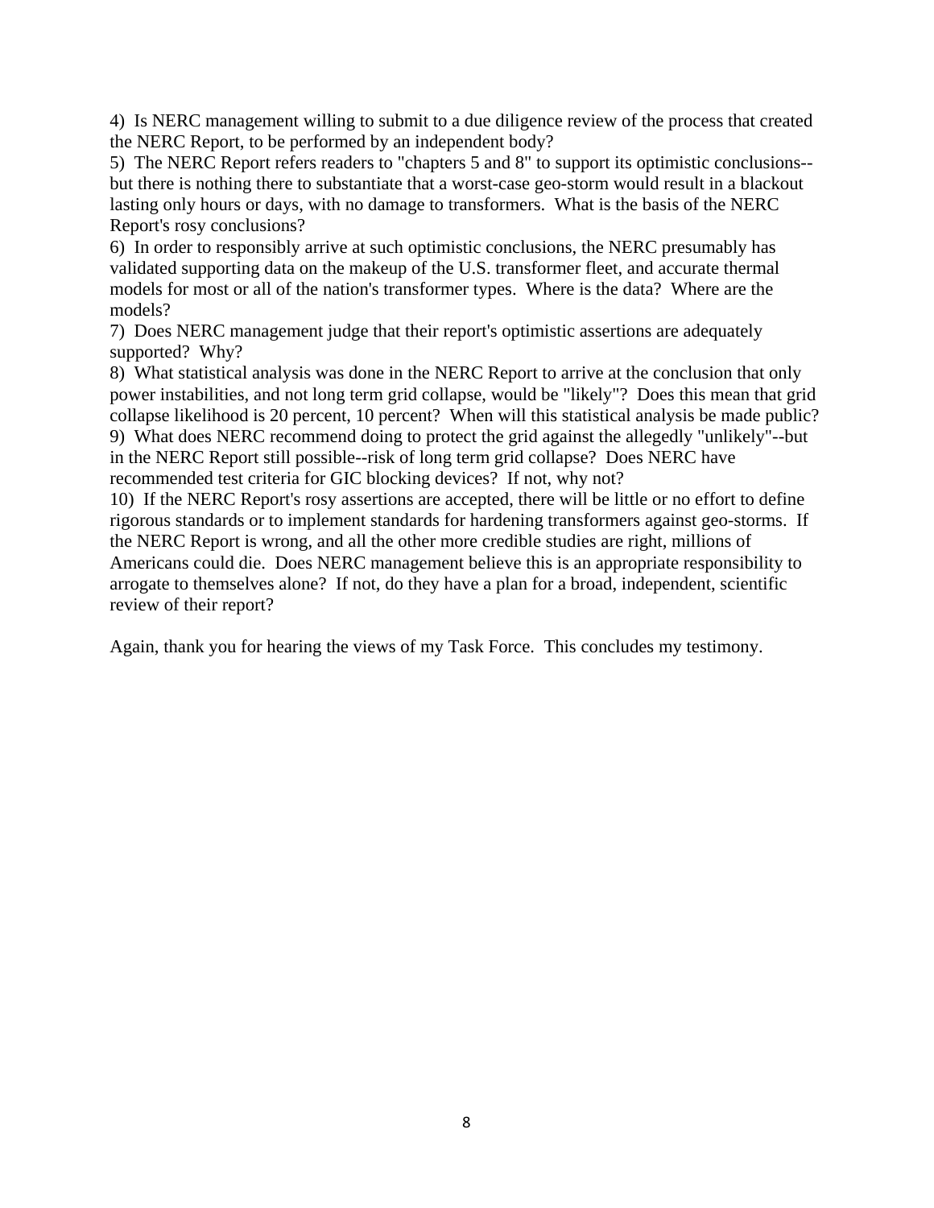4) Is NERC management willing to submit to a due diligence review of the process that created the NERC Report, to be performed by an independent body?

5) The NERC Report refers readers to "chapters 5 and 8" to support its optimistic conclusions--but there is nothing there to substantiate that a worst-case geo-storm would result in a blackout lasting only hours or days, with no damage to transformers. What is the basis of the NERC Report's rosy conclusions?

6) In order to responsibly arrive at such optimistic conclusions, the NERC presumably has validated supporting data on the makeup of the U.S. transformer fleet, and accurate thermal models for most or all of the nation's transformer types. Where is the data? Where are the models?

7) Does NERC management judge that their report's optimistic assertions are adequately supported? Why?

8) What statistical analysis was done in the NERC Report to arrive at the conclusion that only power instabilities, and not long term grid collapse, would be "likely"? Does this mean that grid collapse likelihood is 20 percent, 10 percent? When will this statistical analysis be made public?

9) What does NERC recommend doing to protect the grid against the allegedly "unlikely"--but in the NERC Report still possible--risk of long term grid collapse? Does NERC have recommended test criteria for GIC blocking devices? If not, why not?

10) If the NERC Report's rosy assertions are accepted, there will be little or no effort to define rigorous standards or to implement standards for hardening transformers against geo-storms. If the NERC Report is wrong, and all the other more credible studies are right, millions of Americans could die. Does NERC management believe this is an appropriate responsibility to arrogate to themselves alone? If not, do they have a plan for a broad, independent, scientific review of their report?

Again, thank you for hearing the views of my Task Force. This concludes my testimony.